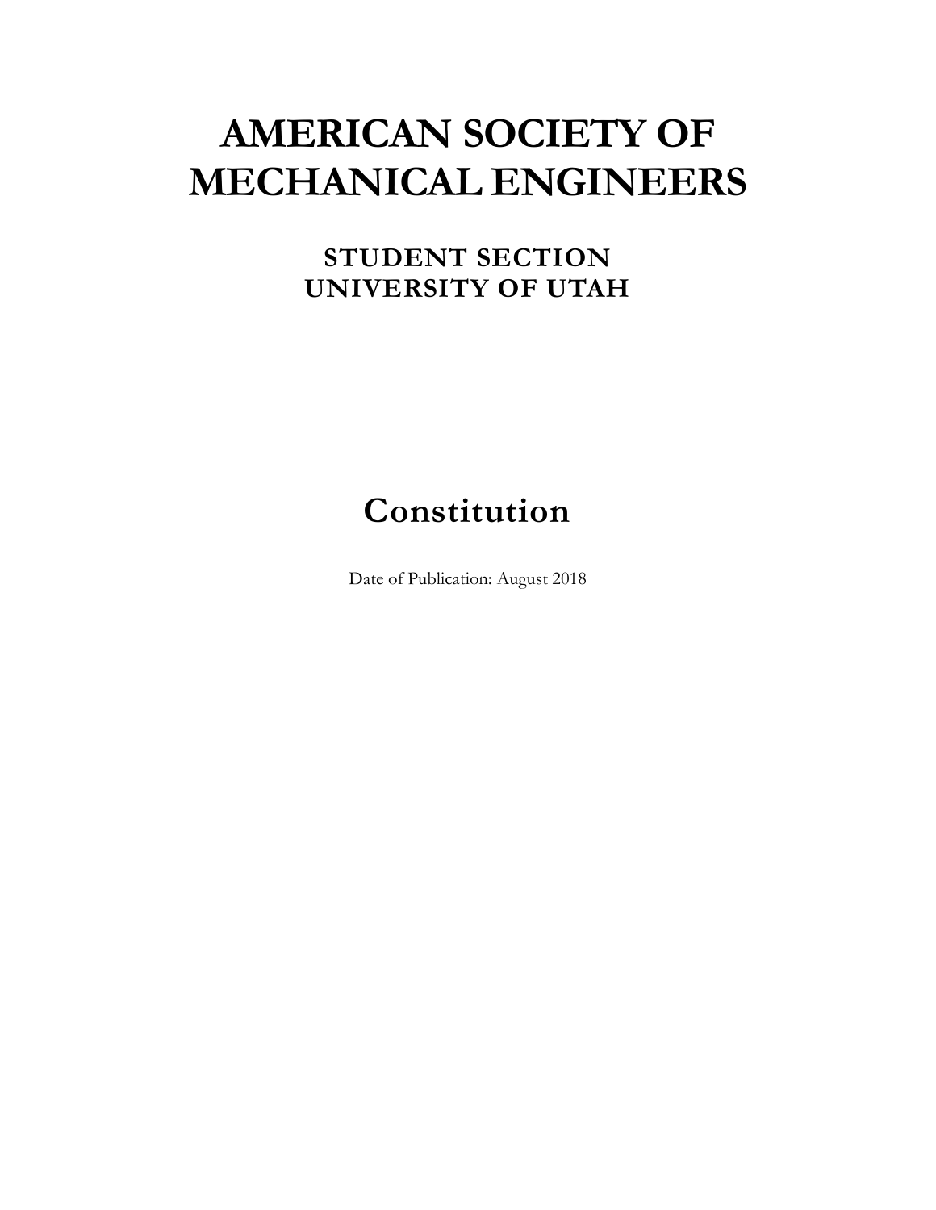# AMERICAN SOCIETY OF MECHANICAL ENGINEERS

## STUDENT SECTION
## UNIVERSITY OF UTAH

# Constitution

Date of Publication: August 2018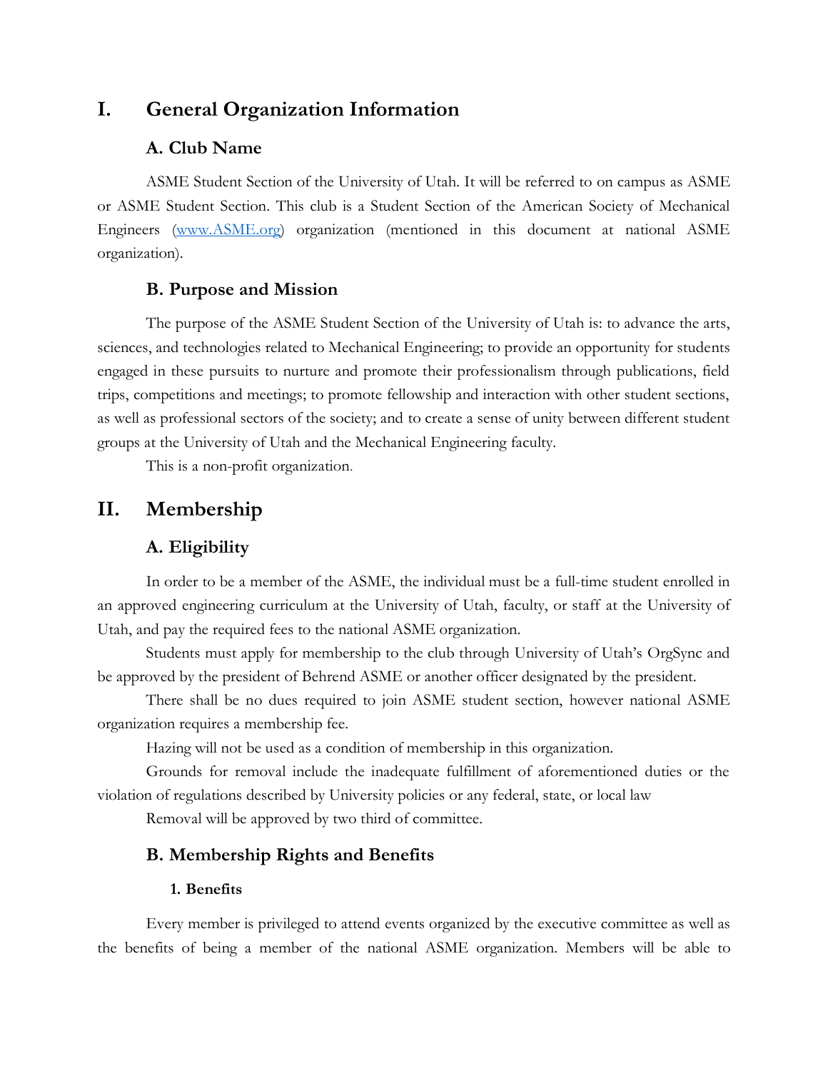# I. General Organization Information

## A. Club Name

ASME Student Section of the University of Utah. It will be referred to on campus as ASME or ASME Student Section. This club is a Student Section of the American Society of Mechanical Engineers (www.ASME.org) organization (mentioned in this document at national ASME organization).

## B. Purpose and Mission

The purpose of the ASME Student Section of the University of Utah is: to advance the arts, sciences, and technologies related to Mechanical Engineering; to provide an opportunity for students engaged in these pursuits to nurture and promote their professionalism through publications, field trips, competitions and meetings; to promote fellowship and interaction with other student sections, as well as professional sectors of the society; and to create a sense of unity between different student groups at the University of Utah and the Mechanical Engineering faculty.

This is a non-profit organization.

# II. Membership

## A. Eligibility

In order to be a member of the ASME, the individual must be a full-time student enrolled in an approved engineering curriculum at the University of Utah, faculty, or staff at the University of Utah, and pay the required fees to the national ASME organization.

Students must apply for membership to the club through University of Utah's OrgSync and be approved by the president of Behrend ASME or another officer designated by the president.

There shall be no dues required to join ASME student section, however national ASME organization requires a membership fee.

Hazing will not be used as a condition of membership in this organization.

Grounds for removal include the inadequate fulfillment of aforementioned duties or the violation of regulations described by University policies or any federal, state, or local law

Removal will be approved by two third of committee.

## B. Membership Rights and Benefits

### 1. Benefits

Every member is privileged to attend events organized by the executive committee as well as the benefits of being a member of the national ASME organization. Members will be able to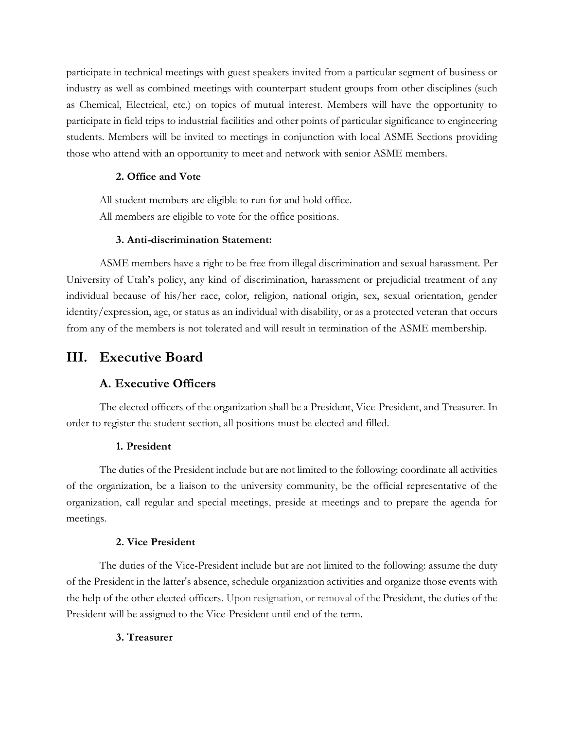participate in technical meetings with guest speakers invited from a particular segment of business or industry as well as combined meetings with counterpart student groups from other disciplines (such as Chemical, Electrical, etc.) on topics of mutual interest. Members will have the opportunity to participate in field trips to industrial facilities and other points of particular significance to engineering students. Members will be invited to meetings in conjunction with local ASME Sections providing those who attend with an opportunity to meet and network with senior ASME members.

#### 2. Office and Vote

All student members are eligible to run for and hold office.
All members are eligible to vote for the office positions.

#### 3. Anti-discrimination Statement:

ASME members have a right to be free from illegal discrimination and sexual harassment. Per University of Utah's policy, any kind of discrimination, harassment or prejudicial treatment of any individual because of his/her race, color, religion, national origin, sex, sexual orientation, gender identity/expression, age, or status as an individual with disability, or as a protected veteran that occurs from any of the members is not tolerated and will result in termination of the ASME membership.

## III. Executive Board

### A. Executive Officers

The elected officers of the organization shall be a President, Vice-President, and Treasurer. In order to register the student section, all positions must be elected and filled.

#### 1. President

The duties of the President include but are not limited to the following: coordinate all activities of the organization, be a liaison to the university community, be the official representative of the organization, call regular and special meetings, preside at meetings and to prepare the agenda for meetings.

#### 2. Vice President

The duties of the Vice-President include but are not limited to the following: assume the duty of the President in the latter's absence, schedule organization activities and organize those events with the help of the other elected officers. Upon resignation, or removal of the President, the duties of the President will be assigned to the Vice-President until end of the term.

#### 3. Treasurer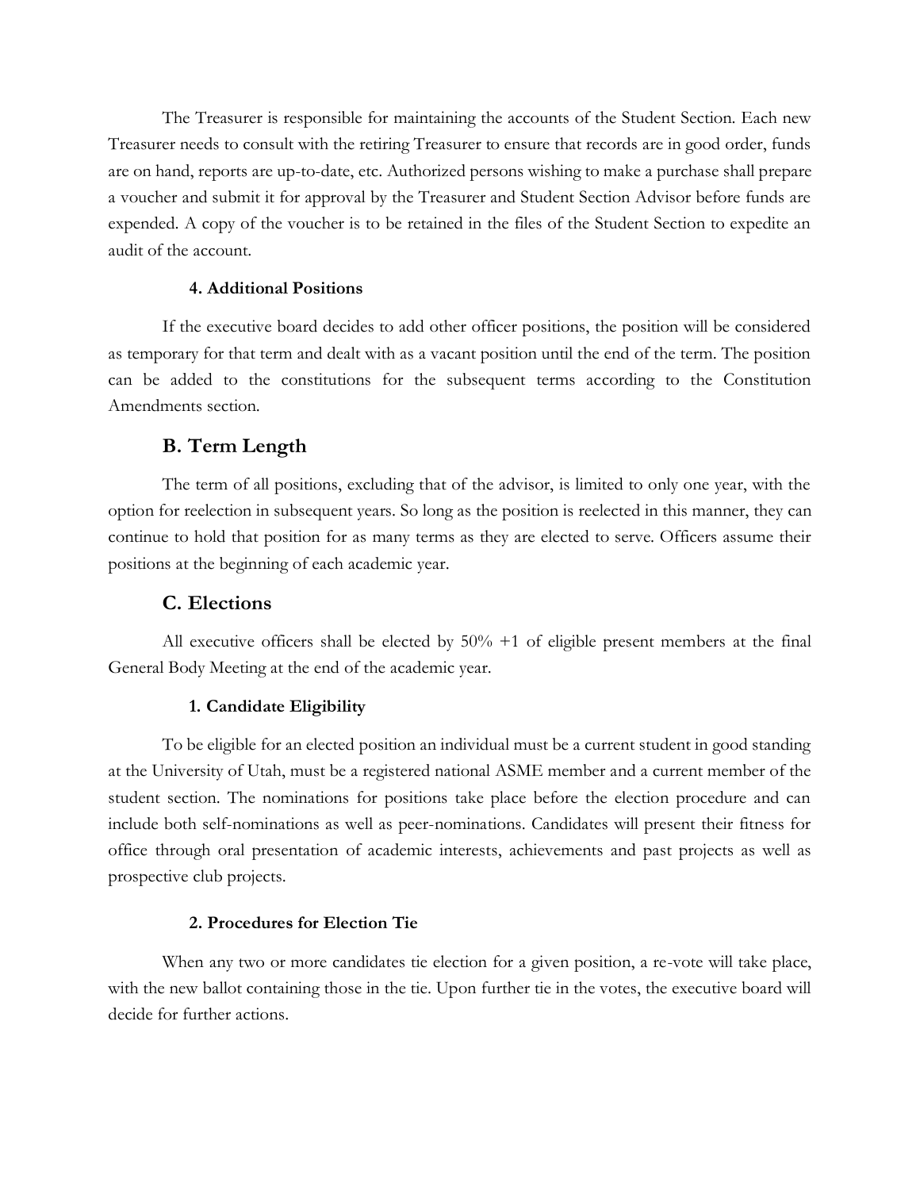The Treasurer is responsible for maintaining the accounts of the Student Section. Each new Treasurer needs to consult with the retiring Treasurer to ensure that records are in good order, funds are on hand, reports are up-to-date, etc. Authorized persons wishing to make a purchase shall prepare a voucher and submit it for approval by the Treasurer and Student Section Advisor before funds are expended. A copy of the voucher is to be retained in the files of the Student Section to expedite an audit of the account.

#### 4. Additional Positions

If the executive board decides to add other officer positions, the position will be considered as temporary for that term and dealt with as a vacant position until the end of the term. The position can be added to the constitutions for the subsequent terms according to the Constitution Amendments section.

### B. Term Length

The term of all positions, excluding that of the advisor, is limited to only one year, with the option for reelection in subsequent years. So long as the position is reelected in this manner, they can continue to hold that position for as many terms as they are elected to serve. Officers assume their positions at the beginning of each academic year.

### C. Elections

All executive officers shall be elected by 50% +1 of eligible present members at the final General Body Meeting at the end of the academic year.

#### 1. Candidate Eligibility

To be eligible for an elected position an individual must be a current student in good standing at the University of Utah, must be a registered national ASME member and a current member of the student section. The nominations for positions take place before the election procedure and can include both self-nominations as well as peer-nominations. Candidates will present their fitness for office through oral presentation of academic interests, achievements and past projects as well as prospective club projects.

#### 2. Procedures for Election Tie

When any two or more candidates tie election for a given position, a re-vote will take place, with the new ballot containing those in the tie. Upon further tie in the votes, the executive board will decide for further actions.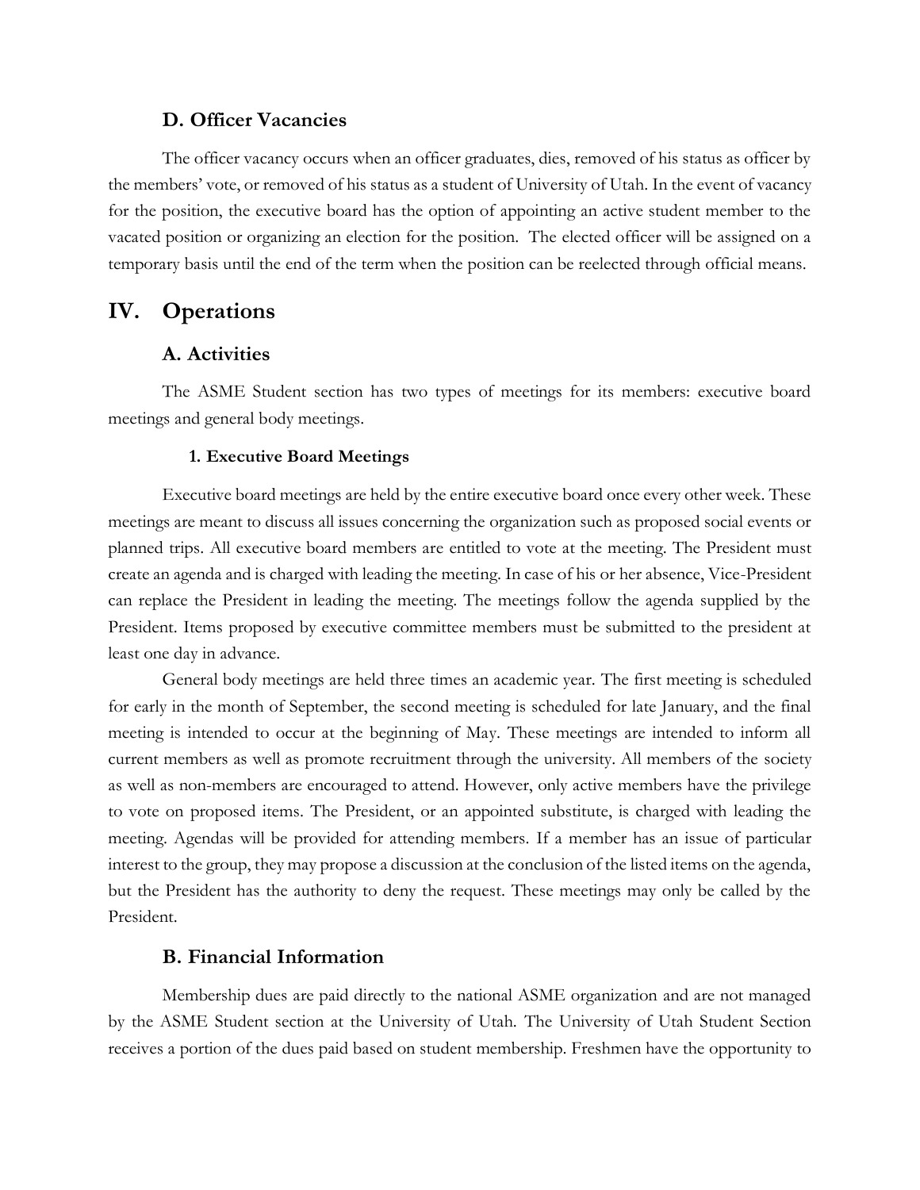### D. Officer Vacancies

The officer vacancy occurs when an officer graduates, dies, removed of his status as officer by the members' vote, or removed of his status as a student of University of Utah. In the event of vacancy for the position, the executive board has the option of appointing an active student member to the vacated position or organizing an election for the position. The elected officer will be assigned on a temporary basis until the end of the term when the position can be reelected through official means.

## IV. Operations

### A. Activities

The ASME Student section has two types of meetings for its members: executive board meetings and general body meetings.

#### 1. Executive Board Meetings

Executive board meetings are held by the entire executive board once every other week. These meetings are meant to discuss all issues concerning the organization such as proposed social events or planned trips. All executive board members are entitled to vote at the meeting. The President must create an agenda and is charged with leading the meeting. In case of his or her absence, Vice-President can replace the President in leading the meeting. The meetings follow the agenda supplied by the President. Items proposed by executive committee members must be submitted to the president at least one day in advance.

General body meetings are held three times an academic year. The first meeting is scheduled for early in the month of September, the second meeting is scheduled for late January, and the final meeting is intended to occur at the beginning of May. These meetings are intended to inform all current members as well as promote recruitment through the university. All members of the society as well as non-members are encouraged to attend. However, only active members have the privilege to vote on proposed items. The President, or an appointed substitute, is charged with leading the meeting. Agendas will be provided for attending members. If a member has an issue of particular interest to the group, they may propose a discussion at the conclusion of the listed items on the agenda, but the President has the authority to deny the request. These meetings may only be called by the President.

### B. Financial Information

Membership dues are paid directly to the national ASME organization and are not managed by the ASME Student section at the University of Utah. The University of Utah Student Section receives a portion of the dues paid based on student membership. Freshmen have the opportunity to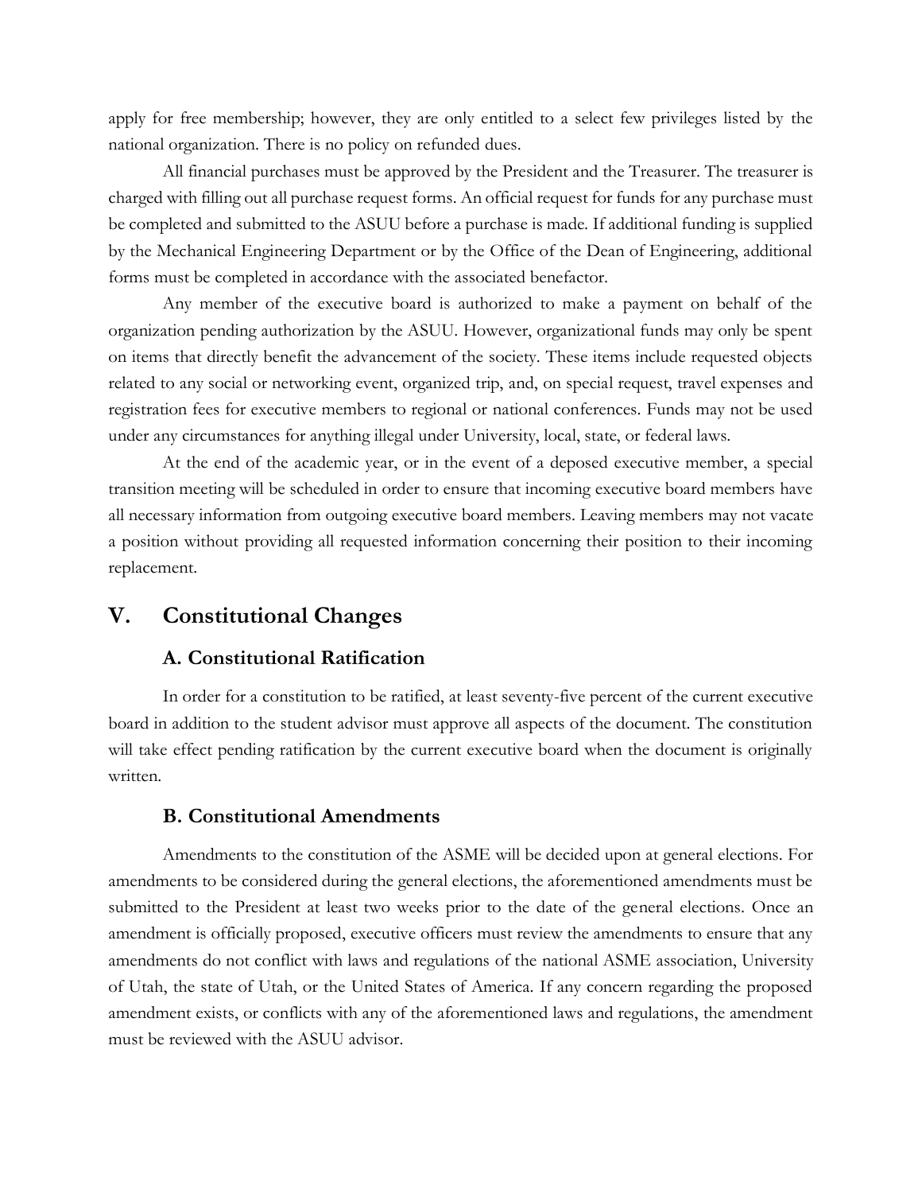apply for free membership; however, they are only entitled to a select few privileges listed by the national organization. There is no policy on refunded dues.

All financial purchases must be approved by the President and the Treasurer. The treasurer is charged with filling out all purchase request forms. An official request for funds for any purchase must be completed and submitted to the ASUU before a purchase is made. If additional funding is supplied by the Mechanical Engineering Department or by the Office of the Dean of Engineering, additional forms must be completed in accordance with the associated benefactor.

Any member of the executive board is authorized to make a payment on behalf of the organization pending authorization by the ASUU. However, organizational funds may only be spent on items that directly benefit the advancement of the society. These items include requested objects related to any social or networking event, organized trip, and, on special request, travel expenses and registration fees for executive members to regional or national conferences. Funds may not be used under any circumstances for anything illegal under University, local, state, or federal laws.

At the end of the academic year, or in the event of a deposed executive member, a special transition meeting will be scheduled in order to ensure that incoming executive board members have all necessary information from outgoing executive board members. Leaving members may not vacate a position without providing all requested information concerning their position to their incoming replacement.

## V. Constitutional Changes

### A. Constitutional Ratification

In order for a constitution to be ratified, at least seventy-five percent of the current executive board in addition to the student advisor must approve all aspects of the document. The constitution will take effect pending ratification by the current executive board when the document is originally written.

### B. Constitutional Amendments

Amendments to the constitution of the ASME will be decided upon at general elections. For amendments to be considered during the general elections, the aforementioned amendments must be submitted to the President at least two weeks prior to the date of the general elections. Once an amendment is officially proposed, executive officers must review the amendments to ensure that any amendments do not conflict with laws and regulations of the national ASME association, University of Utah, the state of Utah, or the United States of America. If any concern regarding the proposed amendment exists, or conflicts with any of the aforementioned laws and regulations, the amendment must be reviewed with the ASUU advisor.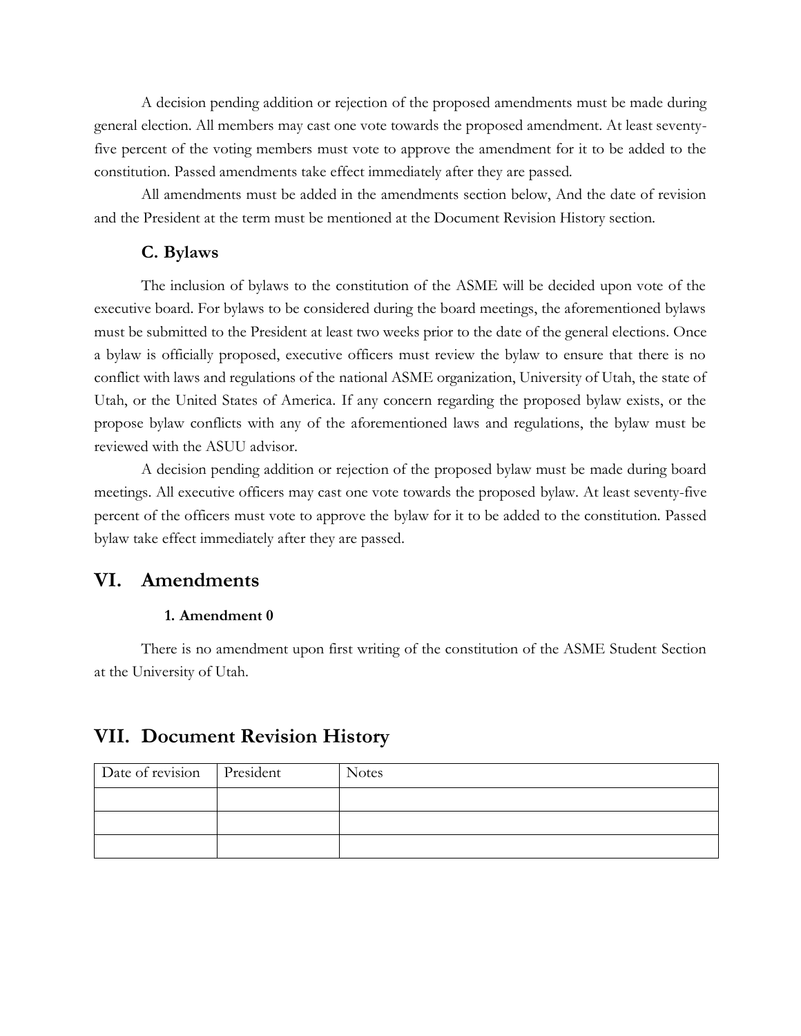A decision pending addition or rejection of the proposed amendments must be made during general election. All members may cast one vote towards the proposed amendment. At least seventy-five percent of the voting members must vote to approve the amendment for it to be added to the constitution. Passed amendments take effect immediately after they are passed.

All amendments must be added in the amendments section below, And the date of revision and the President at the term must be mentioned at the Document Revision History section.

### C. Bylaws

The inclusion of bylaws to the constitution of the ASME will be decided upon vote of the executive board. For bylaws to be considered during the board meetings, the aforementioned bylaws must be submitted to the President at least two weeks prior to the date of the general elections. Once a bylaw is officially proposed, executive officers must review the bylaw to ensure that there is no conflict with laws and regulations of the national ASME organization, University of Utah, the state of Utah, or the United States of America. If any concern regarding the proposed bylaw exists, or the propose bylaw conflicts with any of the aforementioned laws and regulations, the bylaw must be reviewed with the ASUU advisor.

A decision pending addition or rejection of the proposed bylaw must be made during board meetings. All executive officers may cast one vote towards the proposed bylaw. At least seventy-five percent of the officers must vote to approve the bylaw for it to be added to the constitution. Passed bylaw take effect immediately after they are passed.

## VI. Amendments

#### 1. Amendment 0

There is no amendment upon first writing of the constitution of the ASME Student Section at the University of Utah.

## VII. Document Revision History

| Date of revision | President | Notes |
|---|---|---|
| | | |
| | | |
| | | |